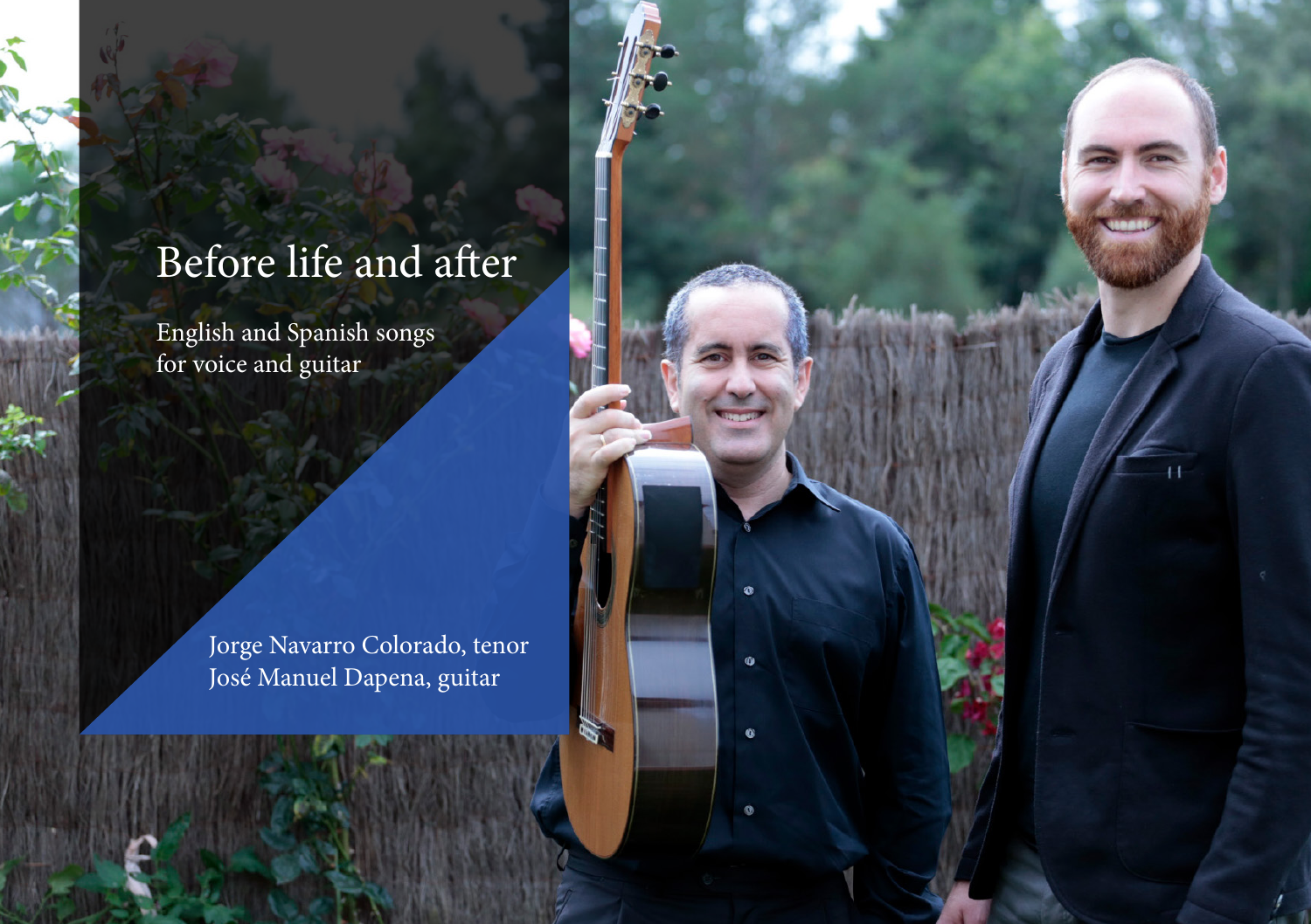# Before life and after

English and Spanish songs
for voice and guitar

Jorge Navarro Colorado, tenor
José Manuel Dapena, guitar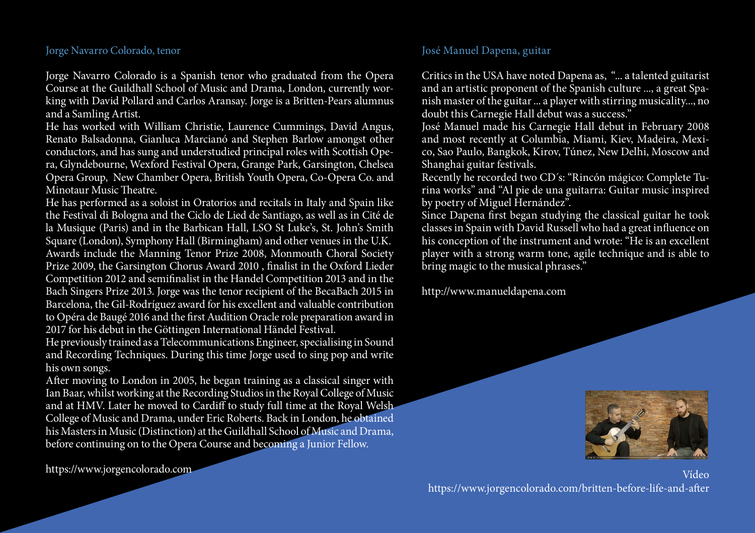## Jorge Navarro Colorado, tenor

Jorge Navarro Colorado is a Spanish tenor who graduated from the Opera Course at the Guildhall School of Music and Drama, London, currently working with David Pollard and Carlos Aransay. Jorge is a Britten-Pears alumnus and a Samling Artist.

He has worked with William Christie, Laurence Cummings, David Angus, Renato Balsadonna, Gianluca Marcianó and Stephen Barlow amongst other conductors, and has sung and understudied principal roles with Scottish Opera, Glyndebourne, Wexford Festival Opera, Grange Park, Garsington, Chelsea Opera Group, New Chamber Opera, British Youth Opera, Co-Opera Co. and Minotaur Music Theatre.

He has performed as a soloist in Oratorios and recitals in Italy and Spain like the Festival di Bologna and the Ciclo de Lied de Santiago, as well as in Cité de la Musique (Paris) and in the Barbican Hall, LSO St Luke's, St. John's Smith Square (London), Symphony Hall (Birmingham) and other venues in the U.K.

Awards include the Manning Tenor Prize 2008, Monmouth Choral Society Prize 2009, the Garsington Chorus Award 2010 , finalist in the Oxford Lieder Competition 2012 and semifinalist in the Handel Competition 2013 and in the Bach Singers Prize 2013. Jorge was the tenor recipient of the BecaBach 2015 in Barcelona, the Gil-Rodríguez award for his excellent and valuable contribution to Opéra de Baugé 2016 and the first Audition Oracle role preparation award in 2017 for his debut in the Göttingen International Händel Festival.

He previously trained as a Telecommunications Engineer, specialising in Sound and Recording Techniques. During this time Jorge used to sing pop and write his own songs.

After moving to London in 2005, he began training as a classical singer with Ian Baar, whilst working at the Recording Studios in the Royal College of Music and at HMV. Later he moved to Cardiff to study full time at the Royal Welsh College of Music and Drama, under Eric Roberts. Back in London, he obtained his Masters in Music (Distinction) at the Guildhall School of Music and Drama, before continuing on to the Opera Course and becoming a Junior Fellow.

https://www.jorgencolorado.com

## José Manuel Dapena, guitar

Critics in the USA have noted Dapena as, "... a talented guitarist and an artistic proponent of the Spanish culture ..., a great Spanish master of the guitar ... a player with stirring musicality..., no doubt this Carnegie Hall debut was a success."

José Manuel made his Carnegie Hall debut in February 2008 and most recently at Columbia, Miami, Kiev, Madeira, Mexico, Sao Paulo, Bangkok, Kirov, Túnez, New Delhi, Moscow and Shanghai guitar festivals.

Recently he recorded two CD´s: "Rincón mágico: Complete Turina works" and "Al pie de una guitarra: Guitar music inspired by poetry of Miguel Hernández".

Since Dapena first began studying the classical guitar he took classes in Spain with David Russell who had a great influence on his conception of the instrument and wrote: "He is an excellent player with a strong warm tone, agile technique and is able to bring magic to the musical phrases."

http://www.manueldapena.com

Vídeo
https://www.jorgencolorado.com/britten-before-life-and-after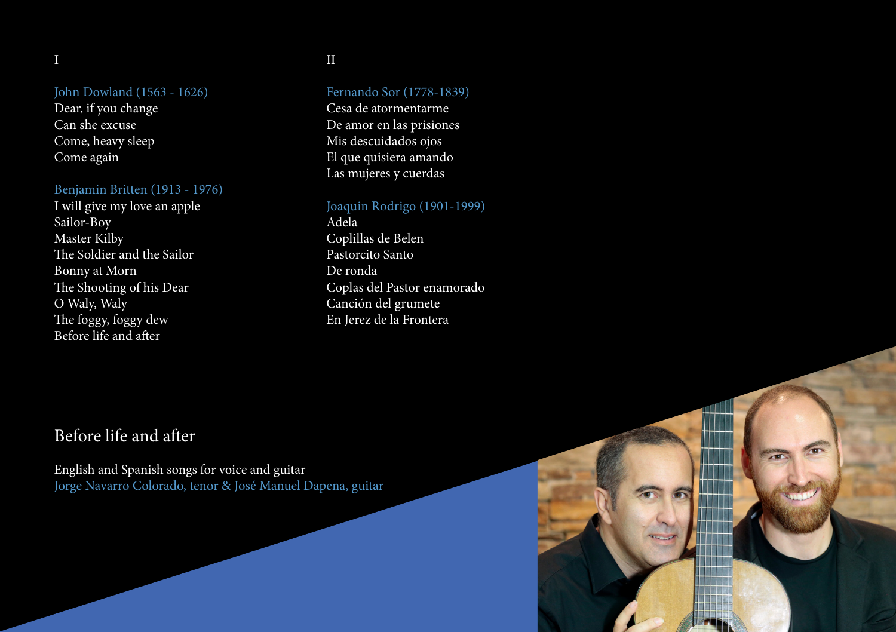I

John Dowland (1563 - 1626)

Dear, if you change
Can she excuse
Come, heavy sleep
Come again

Benjamin Britten (1913 - 1976)

I will give my love an apple
Sailor-Boy
Master Kilby
The Soldier and the Sailor
Bonny at Morn
The Shooting of his Dear
O Waly, Waly
The foggy, foggy dew
Before life and after

II

Fernando Sor (1778-1839)

Cesa de atormentarme
De amor en las prisiones
Mis descuidados ojos
El que quisiera amando
Las mujeres y cuerdas

Joaquin Rodrigo (1901-1999)

Adela
Coplillas de Belen
Pastorcito Santo
De ronda
Coplas del Pastor enamorado
Canción del grumete
En Jerez de la Frontera

## Before life and after

English and Spanish songs for voice and guitar
Jorge Navarro Colorado, tenor & José Manuel Dapena, guitar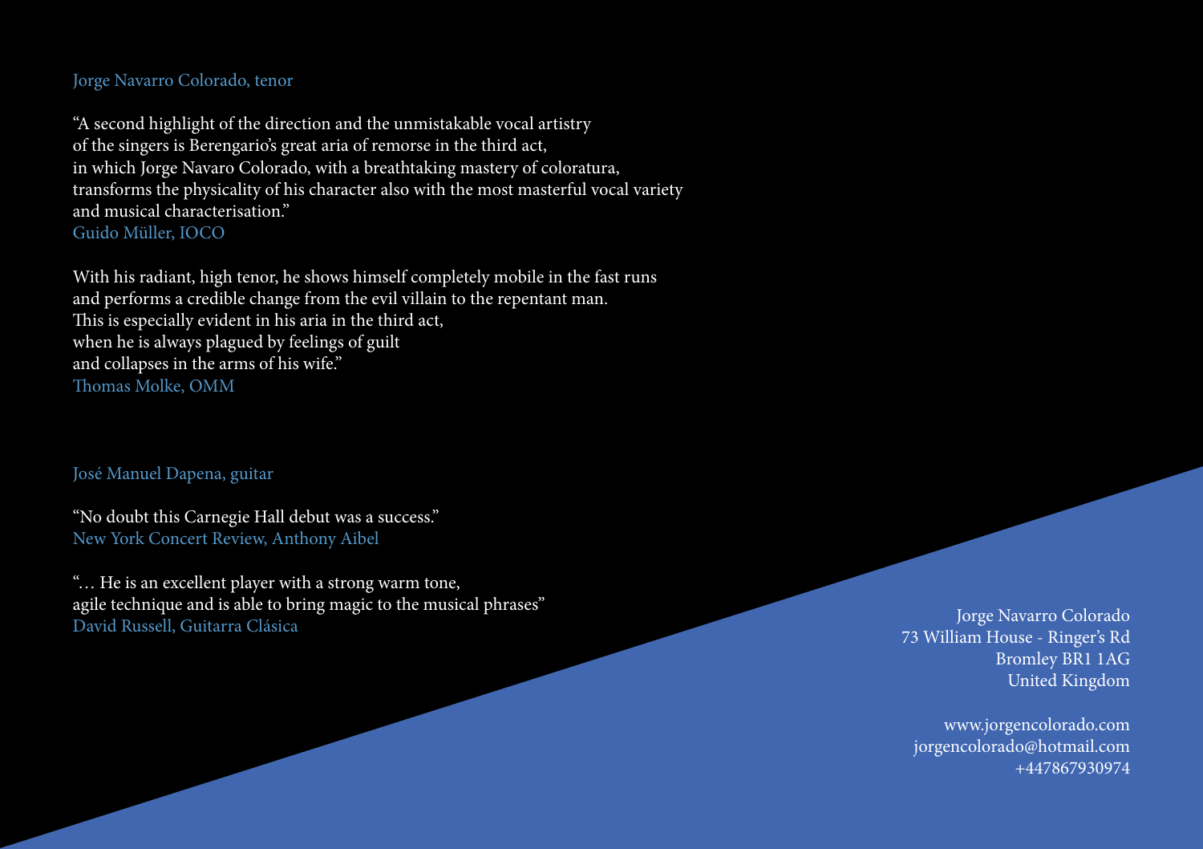Jorge Navarro Colorado, tenor

"A second highlight of the direction and the unmistakable vocal artistry of the singers is Berengario's great aria of remorse in the third act, in which Jorge Navaro Colorado, with a breathtaking mastery of coloratura, transforms the physicality of his character also with the most masterful vocal variety and musical characterisation."
Guido Müller, IOCO

With his radiant, high tenor, he shows himself completely mobile in the fast runs and performs a credible change from the evil villain to the repentant man. This is especially evident in his aria in the third act, when he is always plagued by feelings of guilt and collapses in the arms of his wife."
Thomas Molke, OMM

José Manuel Dapena, guitar

"No doubt this Carnegie Hall debut was a success."
New York Concert Review, Anthony Aibel

"… He is an excellent player with a strong warm tone, agile technique and is able to bring magic to the musical phrases"
David Russell, Guitarra Clásica

Jorge Navarro Colorado
73 William House - Ringer's Rd
Bromley BR1 1AG
United Kingdom

www.jorgencolorado.com
jorgencolorado@hotmail.com
+447867930974